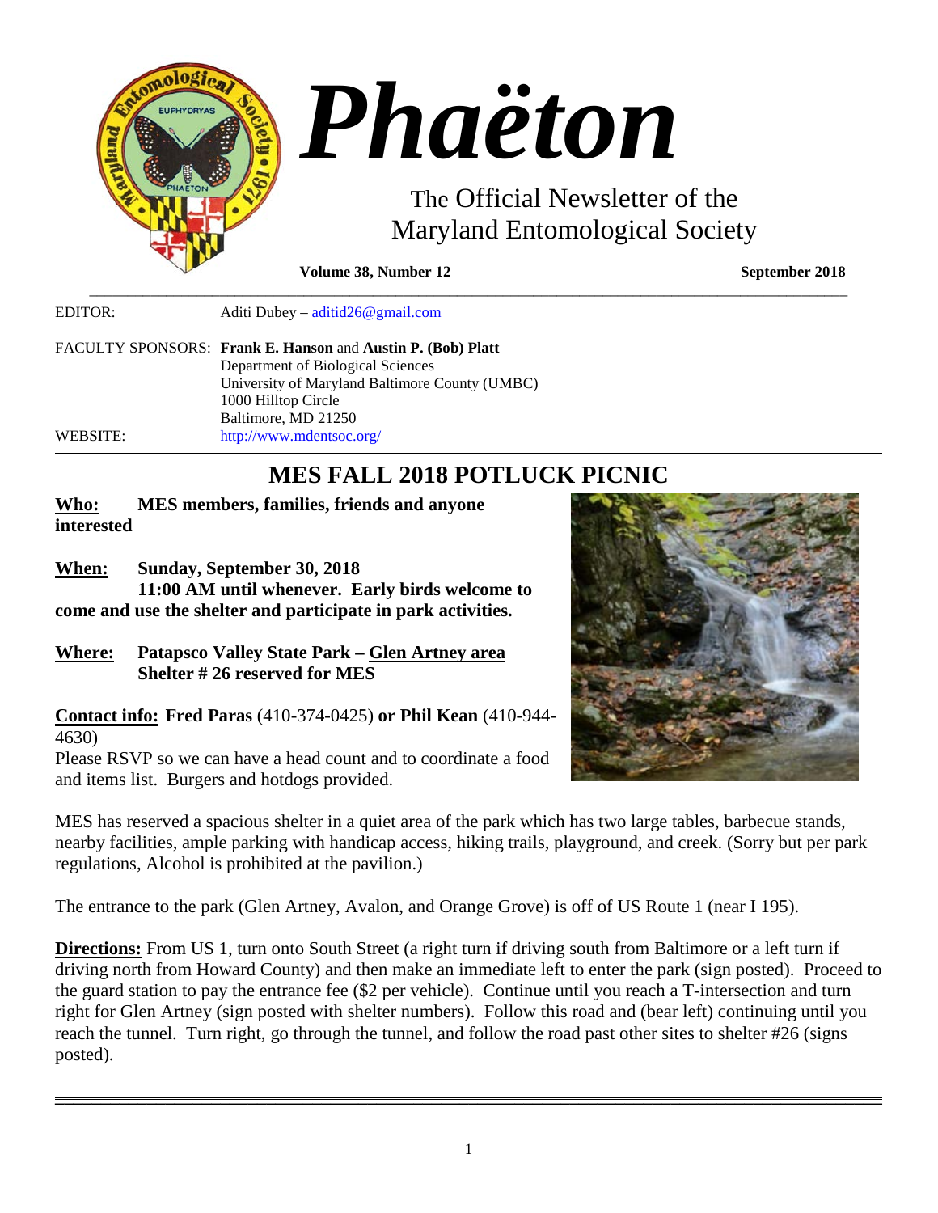# *Phaëton*

The Official Newsletter of the Maryland Entomological Society

**Volume 38, Number 12** **September 2018**

EDITOR: Aditi Dubey – aditid26@gmail.com

FACULTY SPONSORS: **Frank E. Hanson** and **Austin P. (Bob) Platt**
Department of Biological Sciences
University of Maryland Baltimore County (UMBC)
1000 Hilltop Circle
Baltimore, MD 21250

WEBSITE: http://www.mdentsoc.org/

## MES FALL 2018 POTLUCK PICNIC

**Who:** **MES members, families, friends and anyone interested**

**When:** **Sunday, September 30, 2018**
**11:00 AM until whenever. Early birds welcome to come and use the shelter and participate in park activities.**

**Where:** **Patapsco Valley State Park – Glen Artney area**
**Shelter # 26 reserved for MES**

**Contact info:** **Fred Paras** (410-374-0425) **or Phil Kean** (410-944-4630)
Please RSVP so we can have a head count and to coordinate a food and items list. Burgers and hotdogs provided.

MES has reserved a spacious shelter in a quiet area of the park which has two large tables, barbecue stands, nearby facilities, ample parking with handicap access, hiking trails, playground, and creek. (Sorry but per park regulations, Alcohol is prohibited at the pavilion.)

The entrance to the park (Glen Artney, Avalon, and Orange Grove) is off of US Route 1 (near I 195).

**Directions:** From US 1, turn onto South Street (a right turn if driving south from Baltimore or a left turn if driving north from Howard County) and then make an immediate left to enter the park (sign posted). Proceed to the guard station to pay the entrance fee ($2 per vehicle). Continue until you reach a T-intersection and turn right for Glen Artney (sign posted with shelter numbers). Follow this road and (bear left) continuing until you reach the tunnel. Turn right, go through the tunnel, and follow the road past other sites to shelter #26 (signs posted).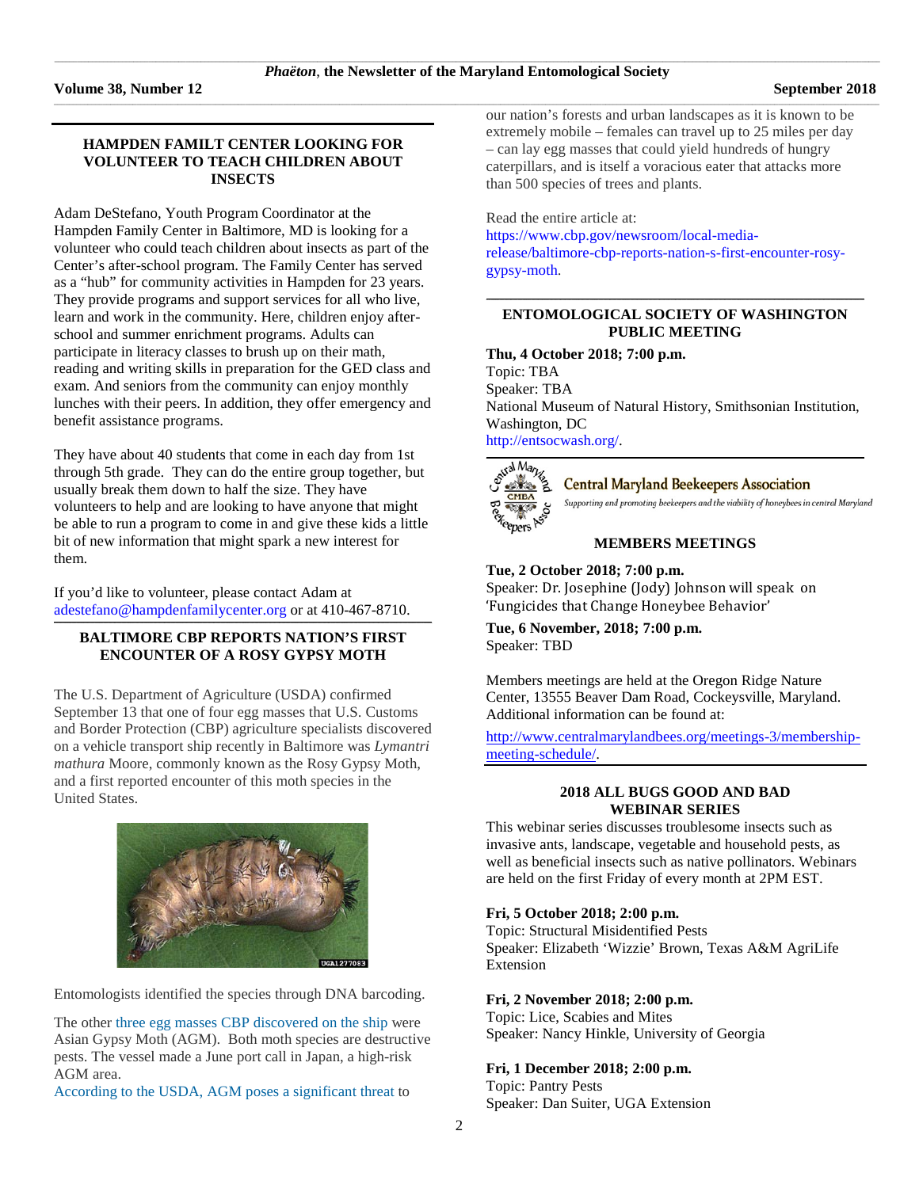## HAMPDEN FAMILT CENTER LOOKING FOR VOLUNTEER TO TEACH CHILDREN ABOUT INSECTS

Adam DeStefano, Youth Program Coordinator at the Hampden Family Center in Baltimore, MD is looking for a volunteer who could teach children about insects as part of the Center's after-school program. The Family Center has served as a "hub" for community activities in Hampden for 23 years. They provide programs and support services for all who live, learn and work in the community. Here, children enjoy after-school and summer enrichment programs. Adults can participate in literacy classes to brush up on their math, reading and writing skills in preparation for the GED class and exam. And seniors from the community can enjoy monthly lunches with their peers. In addition, they offer emergency and benefit assistance programs.

They have about 40 students that come in each day from 1st through 5th grade. They can do the entire group together, but usually break them down to half the size. They have volunteers to help and are looking to have anyone that might be able to run a program to come in and give these kids a little bit of new information that might spark a new interest for them.

If you'd like to volunteer, please contact Adam at adestefano@hampdenfamilycenter.org or at 410-467-8710.

## BALTIMORE CBP REPORTS NATION'S FIRST ENCOUNTER OF A ROSY GYPSY MOTH

The U.S. Department of Agriculture (USDA) confirmed September 13 that one of four egg masses that U.S. Customs and Border Protection (CBP) agriculture specialists discovered on a vehicle transport ship recently in Baltimore was *Lymantri mathura* Moore, commonly known as the Rosy Gypsy Moth, and a first reported encounter of this moth species in the United States.

Entomologists identified the species through DNA barcoding.

The other three egg masses CBP discovered on the ship were Asian Gypsy Moth (AGM). Both moth species are destructive pests. The vessel made a June port call in Japan, a high-risk AGM area.

According to the USDA, AGM poses a significant threat to our nation's forests and urban landscapes as it is known to be extremely mobile – females can travel up to 25 miles per day – can lay egg masses that could yield hundreds of hungry caterpillars, and is itself a voracious eater that attacks more than 500 species of trees and plants.

Read the entire article at: https://www.cbp.gov/newsroom/local-media-release/baltimore-cbp-reports-nation-s-first-encounter-rosy-gypsy-moth.

## ENTOMOLOGICAL SOCIETY OF WASHINGTON PUBLIC MEETING

**Thu, 4 October 2018; 7:00 p.m.**
Topic: TBA
Speaker: TBA
National Museum of Natural History, Smithsonian Institution, Washington, DC
http://entsocwash.org/.

## Central Maryland Beekeepers Association

*Supporting and promoting beekeepers and the viability of honeybees in central Maryland*

### MEMBERS MEETINGS

**Tue, 2 October 2018; 7:00 p.m.**
Speaker: Dr. Josephine (Jody) Johnson will speak on 'Fungicides that Change Honeybee Behavior'

**Tue, 6 November, 2018; 7:00 p.m.**
Speaker: TBD

Members meetings are held at the Oregon Ridge Nature Center, 13555 Beaver Dam Road, Cockeysville, Maryland. Additional information can be found at:

http://www.centralmarylandbees.org/meetings-3/membership-meeting-schedule/.

## 2018 ALL BUGS GOOD AND BAD WEBINAR SERIES

This webinar series discusses troublesome insects such as invasive ants, landscape, vegetable and household pests, as well as beneficial insects such as native pollinators. Webinars are held on the first Friday of every month at 2PM EST.

**Fri, 5 October 2018; 2:00 p.m.**
Topic: Structural Misidentified Pests
Speaker: Elizabeth 'Wizzie' Brown, Texas A&M AgriLife Extension

**Fri, 2 November 2018; 2:00 p.m.**
Topic: Lice, Scabies and Mites
Speaker: Nancy Hinkle, University of Georgia

**Fri, 1 December 2018; 2:00 p.m.**
Topic: Pantry Pests
Speaker: Dan Suiter, UGA Extension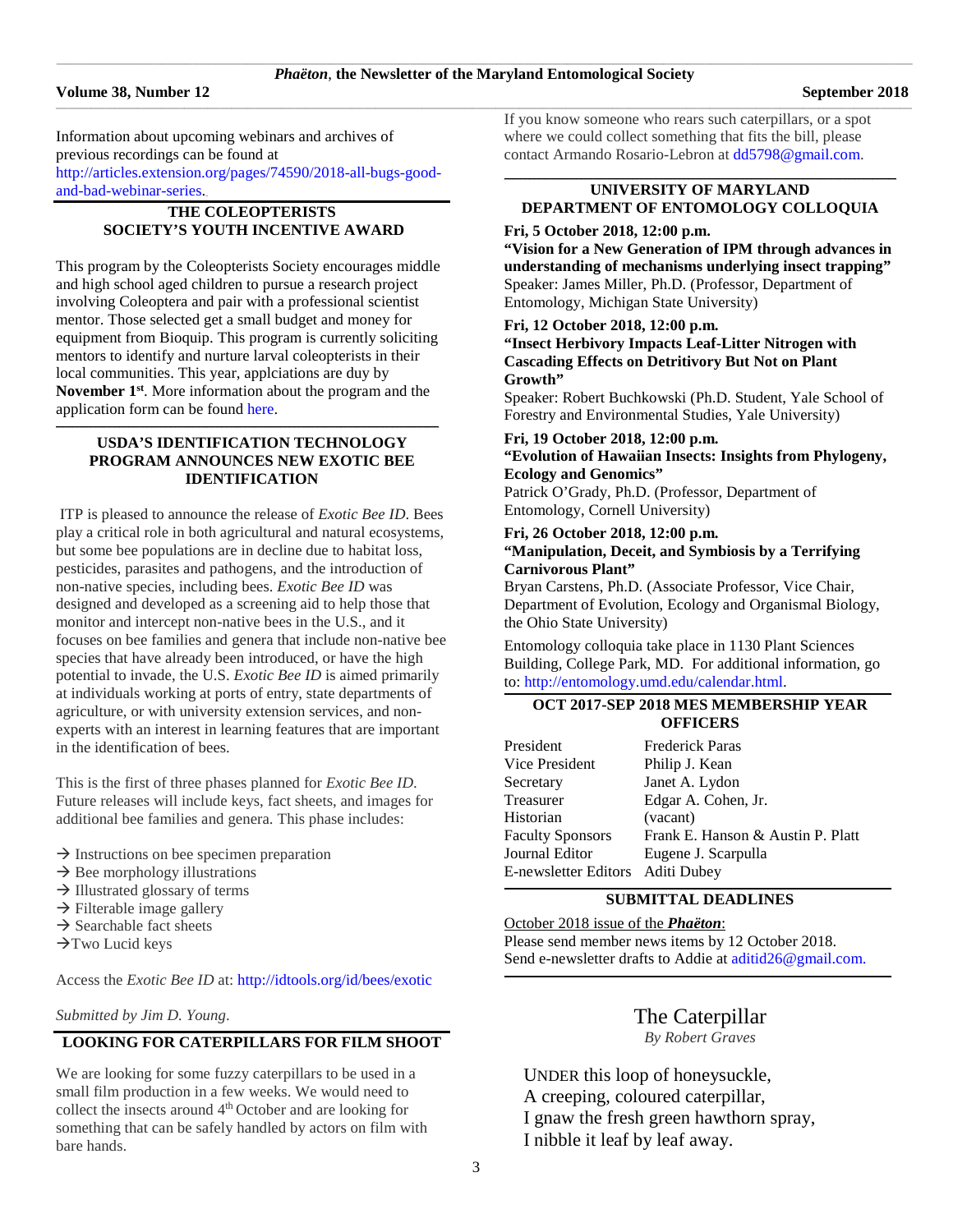Information about upcoming webinars and archives of previous recordings can be found at http://articles.extension.org/pages/74590/2018-all-bugs-good-and-bad-webinar-series.

## THE COLEOPTERISTS SOCIETY'S YOUTH INCENTIVE AWARD

This program by the Coleopterists Society encourages middle and high school aged children to pursue a research project involving Coleoptera and pair with a professional scientist mentor. Those selected get a small budget and money for equipment from Bioquip. This program is currently soliciting mentors to identify and nurture larval coleopterists in their local communities. This year, applciations are duy by **November 1st**. More information about the program and the application form can be found here.

## USDA'S IDENTIFICATION TECHNOLOGY PROGRAM ANNOUNCES NEW EXOTIC BEE IDENTIFICATION

ITP is pleased to announce the release of *Exotic Bee ID*. Bees play a critical role in both agricultural and natural ecosystems, but some bee populations are in decline due to habitat loss, pesticides, parasites and pathogens, and the introduction of non-native species, including bees. *Exotic Bee ID* was designed and developed as a screening aid to help those that monitor and intercept non-native bees in the U.S., and it focuses on bee families and genera that include non-native bee species that have already been introduced, or have the high potential to invade, the U.S. *Exotic Bee ID* is aimed primarily at individuals working at ports of entry, state departments of agriculture, or with university extension services, and non-experts with an interest in learning features that are important in the identification of bees.

This is the first of three phases planned for *Exotic Bee ID*. Future releases will include keys, fact sheets, and images for additional bee families and genera. This phase includes:

→ Instructions on bee specimen preparation
→ Bee morphology illustrations
→ Illustrated glossary of terms
→ Filterable image gallery
→ Searchable fact sheets
→ Two Lucid keys

Access the *Exotic Bee ID* at: http://idtools.org/id/bees/exotic

*Submitted by Jim D. Young*.

## LOOKING FOR CATERPILLARS FOR FILM SHOOT

We are looking for some fuzzy caterpillars to be used in a small film production in a few weeks. We would need to collect the insects around 4th October and are looking for something that can be safely handled by actors on film with bare hands.

If you know someone who rears such caterpillars, or a spot where we could collect something that fits the bill, please contact Armando Rosario-Lebron at dd5798@gmail.com.

## UNIVERSITY OF MARYLAND DEPARTMENT OF ENTOMOLOGY COLLOQUIA

**Fri, 5 October 2018, 12:00 p.m.**
**"Vision for a New Generation of IPM through advances in understanding of mechanisms underlying insect trapping"**
Speaker: James Miller, Ph.D. (Professor, Department of Entomology, Michigan State University)

**Fri, 12 October 2018, 12:00 p.m.**
**"Insect Herbivory Impacts Leaf-Litter Nitrogen with Cascading Effects on Detritivory But Not on Plant Growth"**
Speaker: Robert Buchkowski (Ph.D. Student, Yale School of Forestry and Environmental Studies, Yale University)

**Fri, 19 October 2018, 12:00 p.m.**
**"Evolution of Hawaiian Insects: Insights from Phylogeny, Ecology and Genomics"**
Patrick O'Grady, Ph.D. (Professor, Department of Entomology, Cornell University)

**Fri, 26 October 2018, 12:00 p.m.**
**"Manipulation, Deceit, and Symbiosis by a Terrifying Carnivorous Plant"**
Bryan Carstens, Ph.D. (Associate Professor, Vice Chair, Department of Evolution, Ecology and Organismal Biology, the Ohio State University)

Entomology colloquia take place in 1130 Plant Sciences Building, College Park, MD. For additional information, go to: http://entomology.umd.edu/calendar.html.

## OCT 2017-SEP 2018 MES MEMBERSHIP YEAR OFFICERS

| | |
|---|---|
| President | Frederick Paras |
| Vice President | Philip J. Kean |
| Secretary | Janet A. Lydon |
| Treasurer | Edgar A. Cohen, Jr. |
| Historian | (vacant) |
| Faculty Sponsors | Frank E. Hanson & Austin P. Platt |
| Journal Editor | Eugene J. Scarpulla |
| E-newsletter Editors | Aditi Dubey |

## SUBMITTAL DEADLINES

October 2018 issue of the ***Phaëton***:
Please send member news items by 12 October 2018.
Send e-newsletter drafts to Addie at aditid26@gmail.com.

## The Caterpillar

*By Robert Graves*

UNDER this loop of honeysuckle,
A creeping, coloured caterpillar,
I gnaw the fresh green hawthorn spray,
I nibble it leaf by leaf away.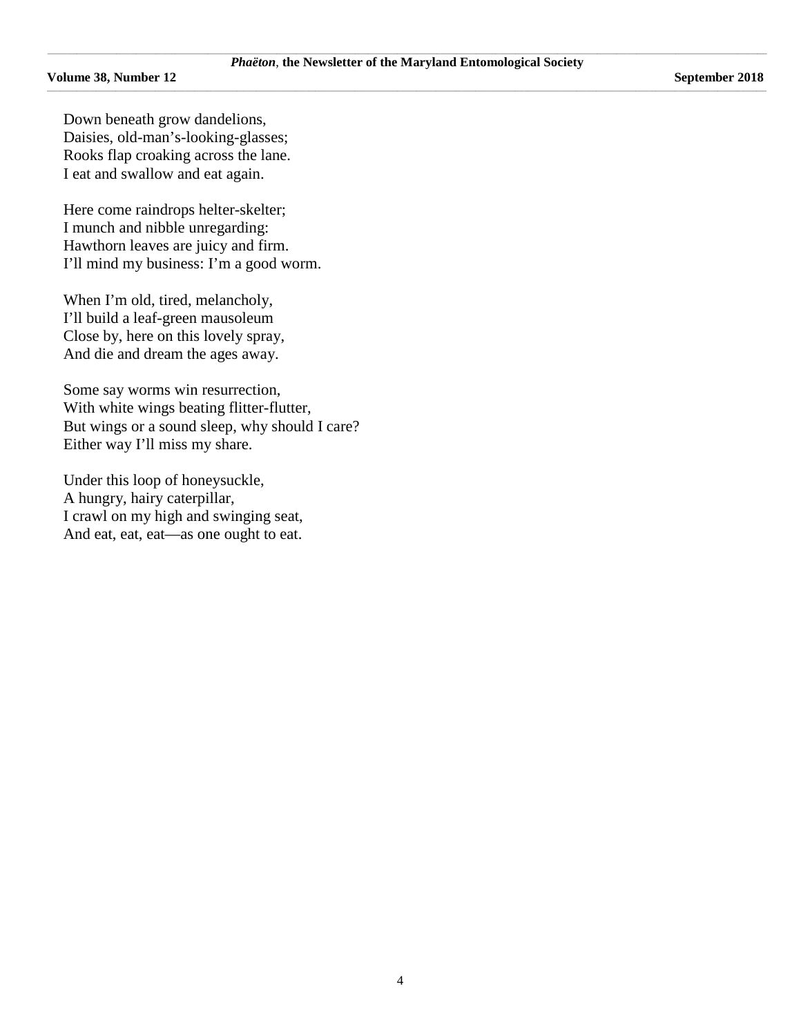Down beneath grow dandelions,
Daisies, old-man's-looking-glasses;
Rooks flap croaking across the lane.
I eat and swallow and eat again.

Here come raindrops helter-skelter;
I munch and nibble unregarding:
Hawthorn leaves are juicy and firm.
I'll mind my business: I'm a good worm.

When I'm old, tired, melancholy,
I'll build a leaf-green mausoleum
Close by, here on this lovely spray,
And die and dream the ages away.

Some say worms win resurrection,
With white wings beating flitter-flutter,
But wings or a sound sleep, why should I care?
Either way I'll miss my share.

Under this loop of honeysuckle,
A hungry, hairy caterpillar,
I crawl on my high and swinging seat,
And eat, eat, eat—as one ought to eat.